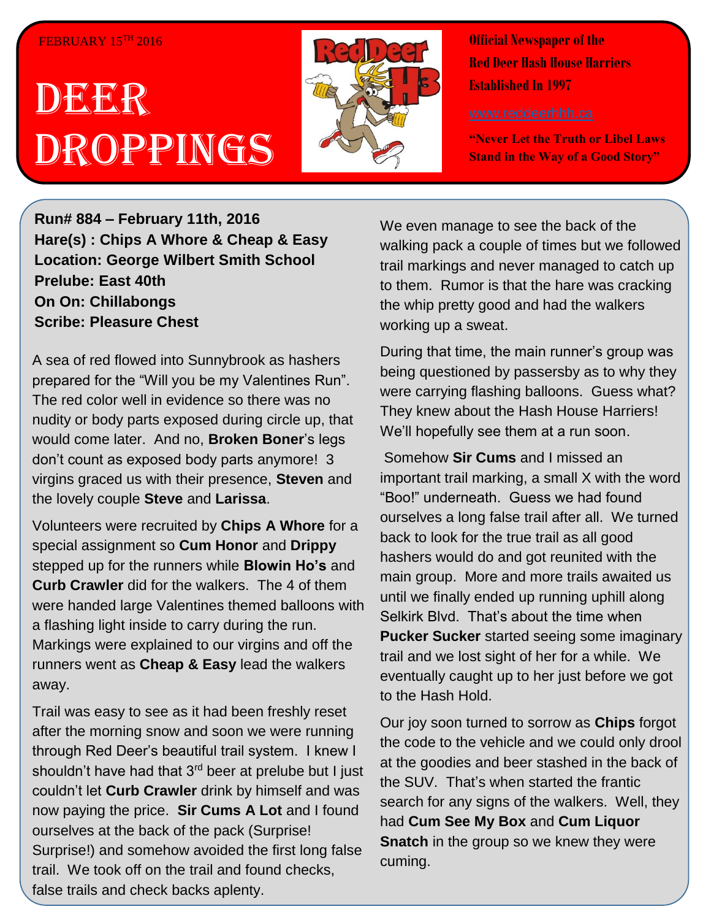FEBRUARY 15TH 2016

# DEER DROPPINGS

**Official Newspaper of the Red Deer Hash House Harriers Established In 1997**

www.reddeerhhh.ca

**"Never Let the Truth or Libel Laws Stand in the Way of a Good Story"**

**Run# 884 – February 11th, 2016**
**Hare(s) : Chips A Whore & Cheap & Easy**
**Location: George Wilbert Smith School**
**Prelube: East 40th**
**On On: Chillabongs**
**Scribe: Pleasure Chest**

A sea of red flowed into Sunnybrook as hashers prepared for the "Will you be my Valentines Run". The red color well in evidence so there was no nudity or body parts exposed during circle up, that would come later. And no, **Broken Boner**'s legs don't count as exposed body parts anymore! 3 virgins graced us with their presence, **Steven** and the lovely couple **Steve** and **Larissa**.

Volunteers were recruited by **Chips A Whore** for a special assignment so **Cum Honor** and **Drippy** stepped up for the runners while **Blowin Ho's** and **Curb Crawler** did for the walkers. The 4 of them were handed large Valentines themed balloons with a flashing light inside to carry during the run. Markings were explained to our virgins and off the runners went as **Cheap & Easy** lead the walkers away.

Trail was easy to see as it had been freshly reset after the morning snow and soon we were running through Red Deer's beautiful trail system. I knew I shouldn't have had that 3rd beer at prelube but I just couldn't let **Curb Crawler** drink by himself and was now paying the price. **Sir Cums A Lot** and I found ourselves at the back of the pack (Surprise! Surprise!) and somehow avoided the first long false trail. We took off on the trail and found checks, false trails and check backs aplenty.

We even manage to see the back of the walking pack a couple of times but we followed trail markings and never managed to catch up to them. Rumor is that the hare was cracking the whip pretty good and had the walkers working up a sweat.

During that time, the main runner's group was being questioned by passersby as to why they were carrying flashing balloons. Guess what? They knew about the Hash House Harriers! We'll hopefully see them at a run soon.

Somehow **Sir Cums** and I missed an important trail marking, a small X with the word "Boo!" underneath. Guess we had found ourselves a long false trail after all. We turned back to look for the true trail as all good hashers would do and got reunited with the main group. More and more trails awaited us until we finally ended up running uphill along Selkirk Blvd. That's about the time when **Pucker Sucker** started seeing some imaginary trail and we lost sight of her for a while. We eventually caught up to her just before we got to the Hash Hold.

Our joy soon turned to sorrow as **Chips** forgot the code to the vehicle and we could only drool at the goodies and beer stashed in the back of the SUV. That's when started the frantic search for any signs of the walkers. Well, they had **Cum See My Box** and **Cum Liquor Snatch** in the group so we knew they were cuming.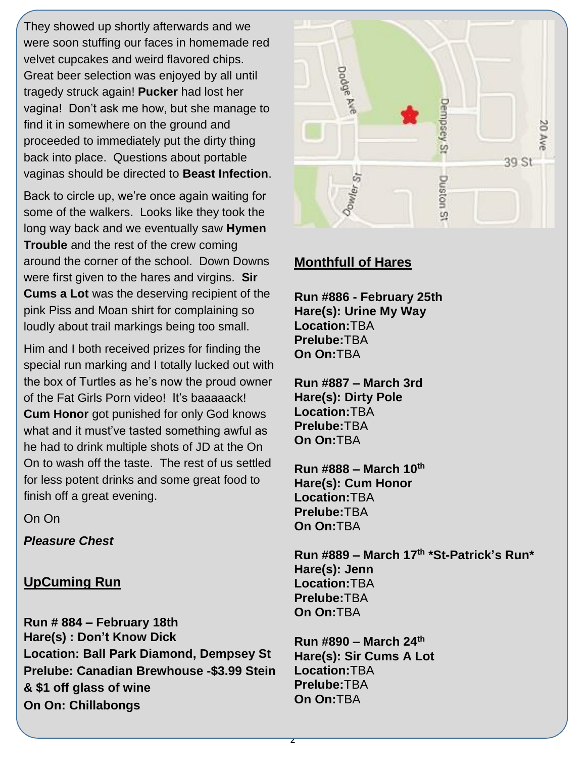They showed up shortly afterwards and we were soon stuffing our faces in homemade red velvet cupcakes and weird flavored chips. Great beer selection was enjoyed by all until tragedy struck again! **Pucker** had lost her vagina! Don't ask me how, but she manage to find it in somewhere on the ground and proceeded to immediately put the dirty thing back into place. Questions about portable vaginas should be directed to **Beast Infection**.

Back to circle up, we're once again waiting for some of the walkers. Looks like they took the long way back and we eventually saw **Hymen Trouble** and the rest of the crew coming around the corner of the school. Down Downs were first given to the hares and virgins. **Sir Cums a Lot** was the deserving recipient of the pink Piss and Moan shirt for complaining so loudly about trail markings being too small.

Him and I both received prizes for finding the special run marking and I totally lucked out with the box of Turtles as he's now the proud owner of the Fat Girls Porn video! It's baaaaack! **Cum Honor** got punished for only God knows what and it must've tasted something awful as he had to drink multiple shots of JD at the On On to wash off the taste. The rest of us settled for less potent drinks and some great food to finish off a great evening.

On On

***Pleasure Chest***

## UpCuming Run

**Run # 884 – February 18th**
**Hare(s) : Don't Know Dick**
**Location: Ball Park Diamond, Dempsey St**
**Prelube: Canadian Brewhouse -$3.99 Stein & $1 off glass of wine**
**On On: Chillabongs**

Dodge Ave
Dempsey St
20 Ave
39 St
Dowler St
Duston St

## Monthfull of Hares

**Run #886 - February 25th**
**Hare(s): Urine My Way**
**Location:**TBA
**Prelube:**TBA
**On On:**TBA

**Run #887 – March 3rd**
**Hare(s): Dirty Pole**
**Location:**TBA
**Prelube:**TBA
**On On:**TBA

**Run #888 – March 10th**
**Hare(s): Cum Honor**
**Location:**TBA
**Prelube:**TBA
**On On:**TBA

**Run #889 – March 17th *St-Patrick's Run***
**Hare(s): Jenn**
**Location:**TBA
**Prelube:**TBA
**On On:**TBA

**Run #890 – March 24th**
**Hare(s): Sir Cums A Lot**
**Location:**TBA
**Prelube:**TBA
**On On:**TBA